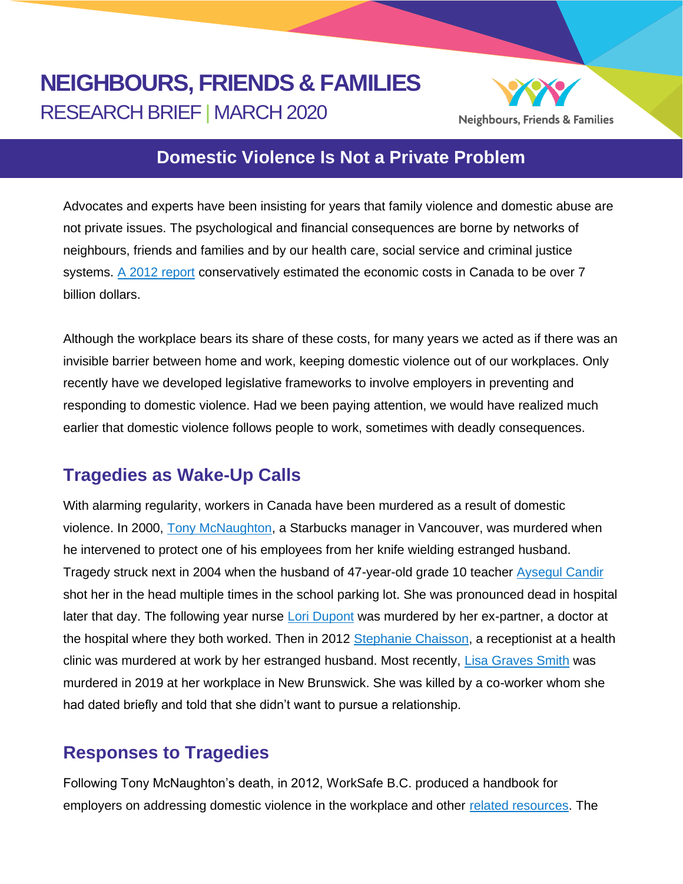# NEIGHBOURS, FRIENDS & FAMILIES

RESEARCH BRIEF | MARCH 2020

## Domestic Violence Is Not a Private Problem

Advocates and experts have been insisting for years that family violence and domestic abuse are not private issues. The psychological and financial consequences are borne by networks of neighbours, friends and families and by our health care, social service and criminal justice systems. A 2012 report conservatively estimated the economic costs in Canada to be over 7 billion dollars.

Although the workplace bears its share of these costs, for many years we acted as if there was an invisible barrier between home and work, keeping domestic violence out of our workplaces. Only recently have we developed legislative frameworks to involve employers in preventing and responding to domestic violence. Had we been paying attention, we would have realized much earlier that domestic violence follows people to work, sometimes with deadly consequences.

## Tragedies as Wake-Up Calls

With alarming regularity, workers in Canada have been murdered as a result of domestic violence. In 2000, Tony McNaughton, a Starbucks manager in Vancouver, was murdered when he intervened to protect one of his employees from her knife wielding estranged husband. Tragedy struck next in 2004 when the husband of 47-year-old grade 10 teacher Aysegul Candir shot her in the head multiple times in the school parking lot. She was pronounced dead in hospital later that day. The following year nurse Lori Dupont was murdered by her ex-partner, a doctor at the hospital where they both worked. Then in 2012 Stephanie Chaisson, a receptionist at a health clinic was murdered at work by her estranged husband. Most recently, Lisa Graves Smith was murdered in 2019 at her workplace in New Brunswick. She was killed by a co-worker whom she had dated briefly and told that she didn't want to pursue a relationship.

## Responses to Tragedies

Following Tony McNaughton's death, in 2012, WorkSafe B.C. produced a handbook for employers on addressing domestic violence in the workplace and other related resources. The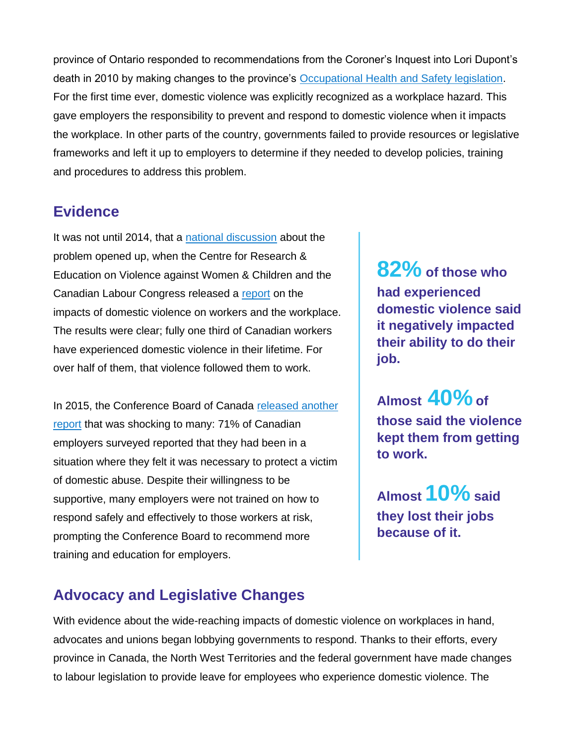province of Ontario responded to recommendations from the Coroner's Inquest into Lori Dupont's death in 2010 by making changes to the province's Occupational Health and Safety legislation. For the first time ever, domestic violence was explicitly recognized as a workplace hazard. This gave employers the responsibility to prevent and respond to domestic violence when it impacts the workplace. In other parts of the country, governments failed to provide resources or legislative frameworks and left it up to employers to determine if they needed to develop policies, training and procedures to address this problem.

## Evidence

It was not until 2014, that a national discussion about the problem opened up, when the Centre for Research & Education on Violence against Women & Children and the Canadian Labour Congress released a report on the impacts of domestic violence on workers and the workplace. The results were clear; fully one third of Canadian workers have experienced domestic violence in their lifetime. For over half of them, that violence followed them to work.

In 2015, the Conference Board of Canada released another report that was shocking to many: 71% of Canadian employers surveyed reported that they had been in a situation where they felt it was necessary to protect a victim of domestic abuse. Despite their willingness to be supportive, many employers were not trained on how to respond safely and effectively to those workers at risk, prompting the Conference Board to recommend more training and education for employers.

**82% of those who had experienced domestic violence said it negatively impacted their ability to do their job.**

**Almost 40% of those said the violence kept them from getting to work.**

**Almost 10% said they lost their jobs because of it.**

## Advocacy and Legislative Changes

With evidence about the wide-reaching impacts of domestic violence on workplaces in hand, advocates and unions began lobbying governments to respond. Thanks to their efforts, every province in Canada, the North West Territories and the federal government have made changes to labour legislation to provide leave for employees who experience domestic violence. The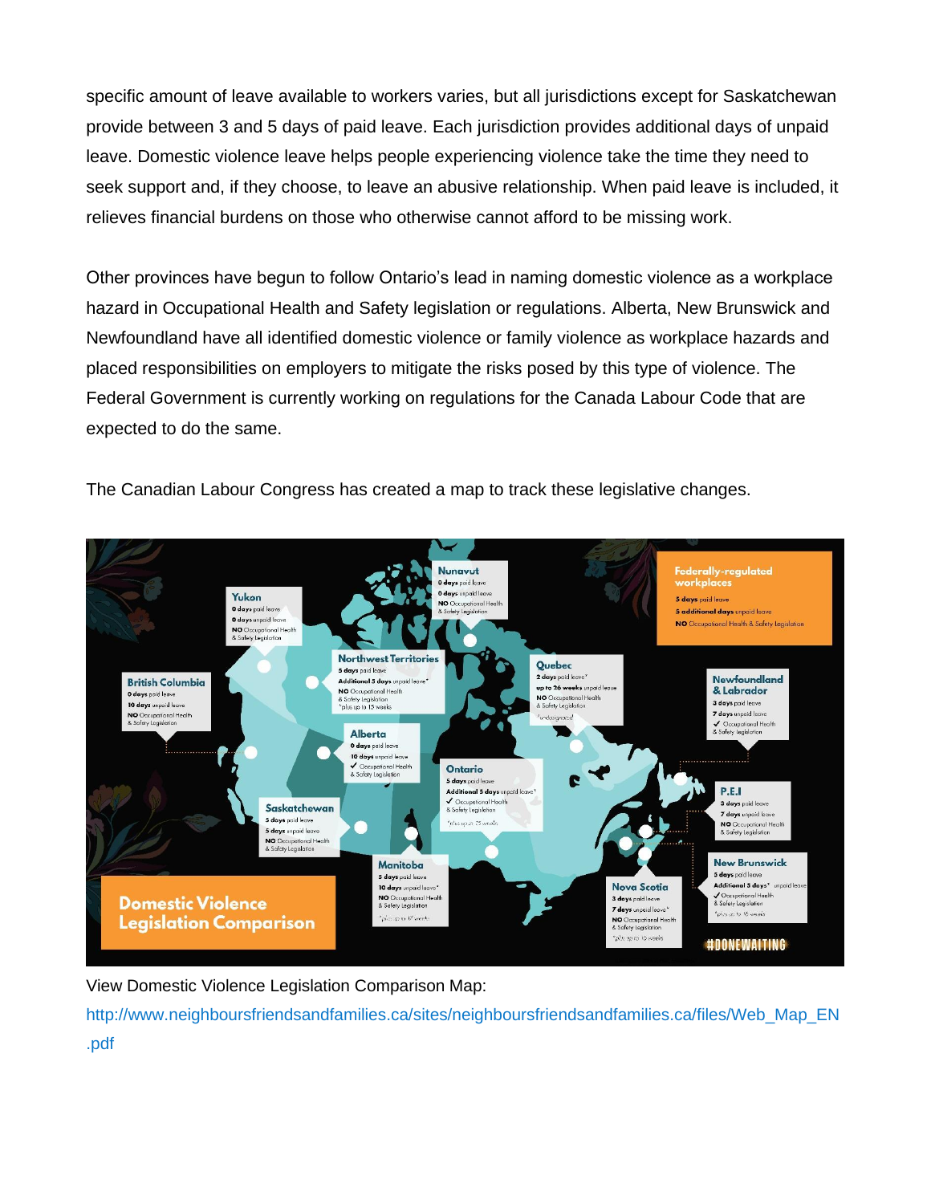specific amount of leave available to workers varies, but all jurisdictions except for Saskatchewan provide between 3 and 5 days of paid leave. Each jurisdiction provides additional days of unpaid leave. Domestic violence leave helps people experiencing violence take the time they need to seek support and, if they choose, to leave an abusive relationship. When paid leave is included, it relieves financial burdens on those who otherwise cannot afford to be missing work.

Other provinces have begun to follow Ontario's lead in naming domestic violence as a workplace hazard in Occupational Health and Safety legislation or regulations. Alberta, New Brunswick and Newfoundland have all identified domestic violence or family violence as workplace hazards and placed responsibilities on employers to mitigate the risks posed by this type of violence. The Federal Government is currently working on regulations for the Canada Labour Code that are expected to do the same.

The Canadian Labour Congress has created a map to track these legislative changes.

**Domestic Violence Legislation Comparison**

**Yukon**
- 0 days paid leave
- 0 days unpaid leave
- NO Occupational Health & Safety Legislation

**Nunavut**
- 0 days paid leave
- 0 days unpaid leave
- NO Occupational Health & Safety Legislation

**Federally-regulated workplaces**
- 5 days paid leave
- 5 additional days unpaid leave
- NO Occupational Health & Safety Legislation

**British Columbia**
- 0 days paid leave
- 10 days unpaid leave
- NO Occupational Health & Safety Legislation

**Northwest Territories**
- 5 days paid leave
- Additional 5 days unpaid leave*
- NO Occupational Health & Safety Legislation
- *plus up to 15 weeks

**Quebec**
- 2 days paid leave*
- up to 26 weeks unpaid leave
- NO Occupational Health & Safety Legislation
- *undesignated

**Newfoundland & Labrador**
- 3 days paid leave
- 7 days unpaid leave
- ✓ Occupational Health & Safety Legislation

**Alberta**
- 0 days paid leave
- 10 days unpaid leave
- ✓ Occupational Health & Safety Legislation

**Ontario**
- 5 days paid leave
- Additional 5 days unpaid leave*
- ✓ Occupational Health & Safety Legislation
- *plus up to 15 weeks

**Saskatchewan**
- 5 days paid leave
- 5 days unpaid leave
- NO Occupational Health & Safety Legislation

**P.E.I**
- 3 days paid leave
- 7 days unpaid leave
- NO Occupational Health & Safety Legislation

**Manitoba**
- 5 days paid leave
- 10 days unpaid leave*
- NO Occupational Health & Safety Legislation
- *plus up to 17 weeks

**Nova Scotia**
- 3 days paid leave
- 7 days unpaid leave*
- NO Occupational Health & Safety Legislation
- *plus up to 16 weeks

**New Brunswick**
- 5 days paid leave
- Additional 5 days* unpaid leave
- ✓ Occupational Health & Safety Legislation
- *plus up to 16 weeks

#DONEWAITING

View Domestic Violence Legislation Comparison Map:
http://www.neighboursfriendsandfamilies.ca/sites/neighboursfriendsandfamilies.ca/files/Web_Map_EN.pdf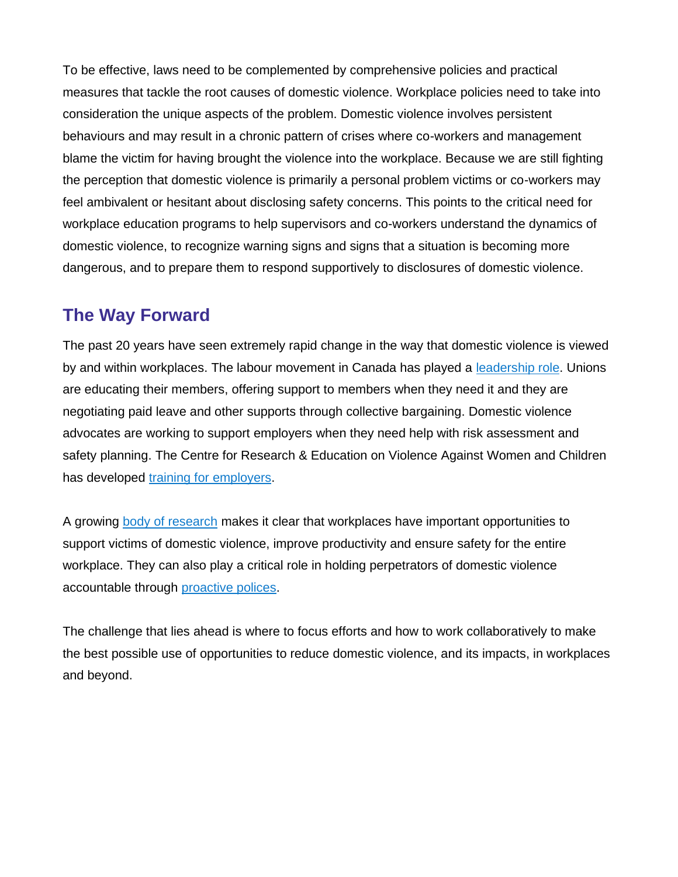To be effective, laws need to be complemented by comprehensive policies and practical measures that tackle the root causes of domestic violence. Workplace policies need to take into consideration the unique aspects of the problem. Domestic violence involves persistent behaviours and may result in a chronic pattern of crises where co-workers and management blame the victim for having brought the violence into the workplace. Because we are still fighting the perception that domestic violence is primarily a personal problem victims or co-workers may feel ambivalent or hesitant about disclosing safety concerns. This points to the critical need for workplace education programs to help supervisors and co-workers understand the dynamics of domestic violence, to recognize warning signs and signs that a situation is becoming more dangerous, and to prepare them to respond supportively to disclosures of domestic violence.

## The Way Forward

The past 20 years have seen extremely rapid change in the way that domestic violence is viewed by and within workplaces. The labour movement in Canada has played a leadership role. Unions are educating their members, offering support to members when they need it and they are negotiating paid leave and other supports through collective bargaining. Domestic violence advocates are working to support employers when they need help with risk assessment and safety planning. The Centre for Research & Education on Violence Against Women and Children has developed training for employers.

A growing body of research makes it clear that workplaces have important opportunities to support victims of domestic violence, improve productivity and ensure safety for the entire workplace. They can also play a critical role in holding perpetrators of domestic violence accountable through proactive polices.

The challenge that lies ahead is where to focus efforts and how to work collaboratively to make the best possible use of opportunities to reduce domestic violence, and its impacts, in workplaces and beyond.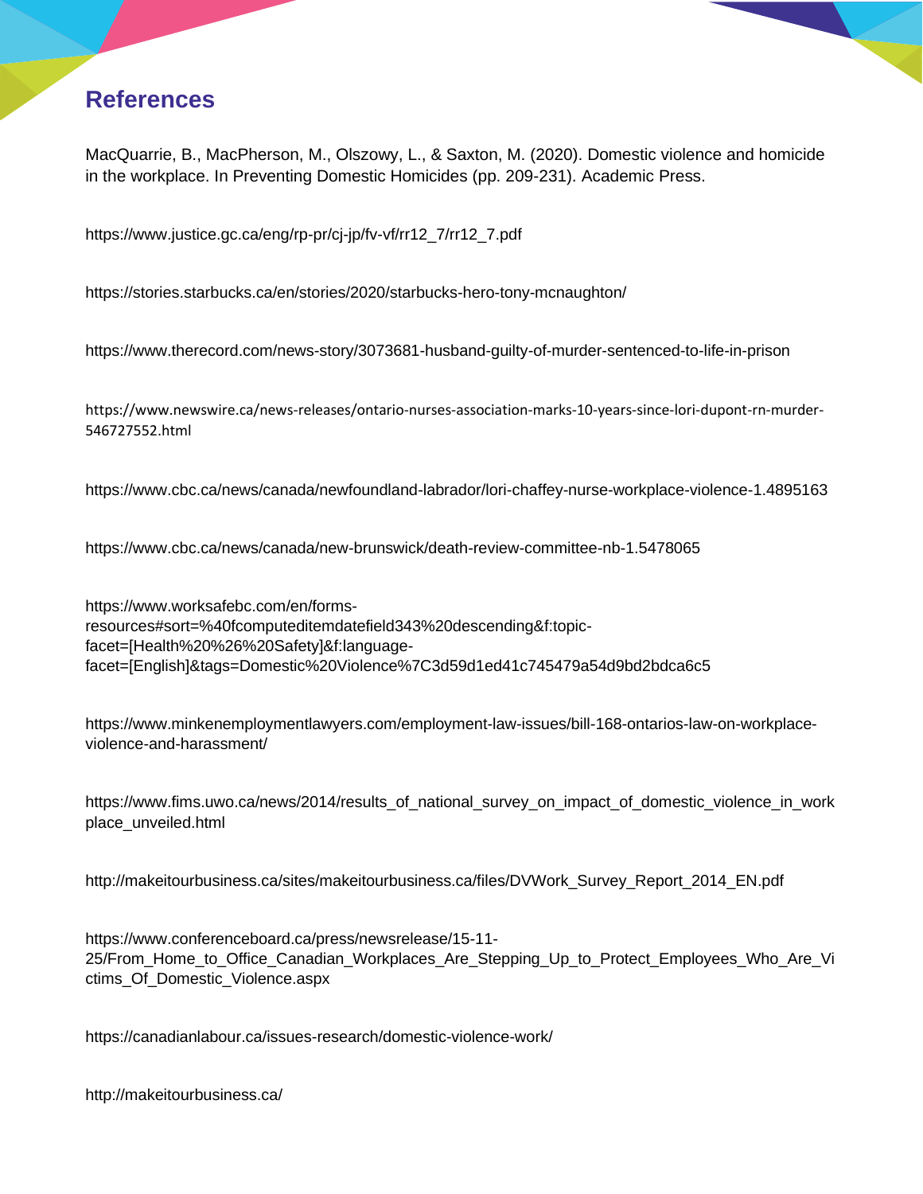## References

MacQuarrie, B., MacPherson, M., Olszowy, L., & Saxton, M. (2020). Domestic violence and homicide in the workplace. In Preventing Domestic Homicides (pp. 209-231). Academic Press.

https://www.justice.gc.ca/eng/rp-pr/cj-jp/fv-vf/rr12_7/rr12_7.pdf

https://stories.starbucks.ca/en/stories/2020/starbucks-hero-tony-mcnaughton/

https://www.therecord.com/news-story/3073681-husband-guilty-of-murder-sentenced-to-life-in-prison

https://www.newswire.ca/news-releases/ontario-nurses-association-marks-10-years-since-lori-dupont-rn-murder-546727552.html

https://www.cbc.ca/news/canada/newfoundland-labrador/lori-chaffey-nurse-workplace-violence-1.4895163

https://www.cbc.ca/news/canada/new-brunswick/death-review-committee-nb-1.5478065

https://www.worksafebc.com/en/forms-resources#sort=%40fcomputeditemdatefield343%20descending&f:topic-facet=[Health%20%26%20Safety]&f:language-facet=[English]&tags=Domestic%20Violence%7C3d59d1ed41c745479a54d9bd2bdca6c5

https://www.minkenemploymentlawyers.com/employment-law-issues/bill-168-ontarios-law-on-workplace-violence-and-harassment/

https://www.fims.uwo.ca/news/2014/results_of_national_survey_on_impact_of_domestic_violence_in_workplace_unveiled.html

http://makeitourbusiness.ca/sites/makeitourbusiness.ca/files/DVWork_Survey_Report_2014_EN.pdf

https://www.conferenceboard.ca/press/newsrelease/15-11-25/From_Home_to_Office_Canadian_Workplaces_Are_Stepping_Up_to_Protect_Employees_Who_Are_Victims_Of_Domestic_Violence.aspx

https://canadianlabour.ca/issues-research/domestic-violence-work/

http://makeitourbusiness.ca/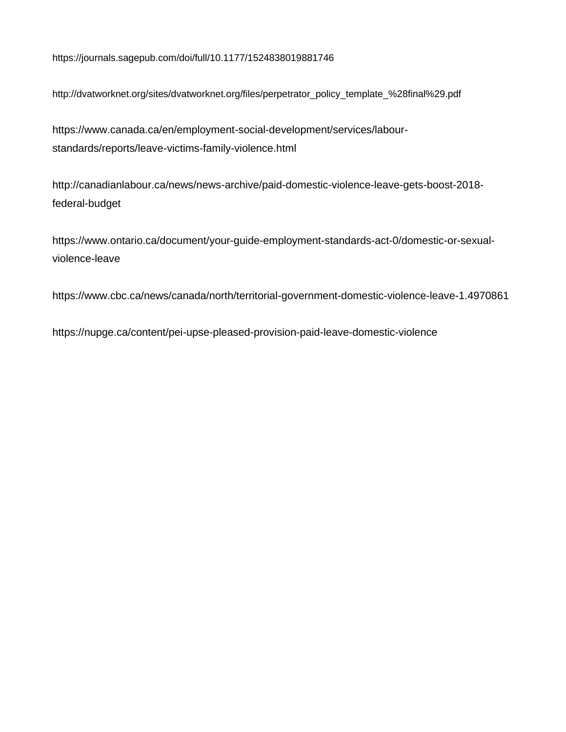https://journals.sagepub.com/doi/full/10.1177/1524838019881746

http://dvatworknet.org/sites/dvatworknet.org/files/perpetrator_policy_template_%28final%29.pdf

https://www.canada.ca/en/employment-social-development/services/labour-standards/reports/leave-victims-family-violence.html

http://canadianlabour.ca/news/news-archive/paid-domestic-violence-leave-gets-boost-2018-federal-budget

https://www.ontario.ca/document/your-guide-employment-standards-act-0/domestic-or-sexual-violence-leave

https://www.cbc.ca/news/canada/north/territorial-government-domestic-violence-leave-1.4970861

https://nupge.ca/content/pei-upse-pleased-provision-paid-leave-domestic-violence